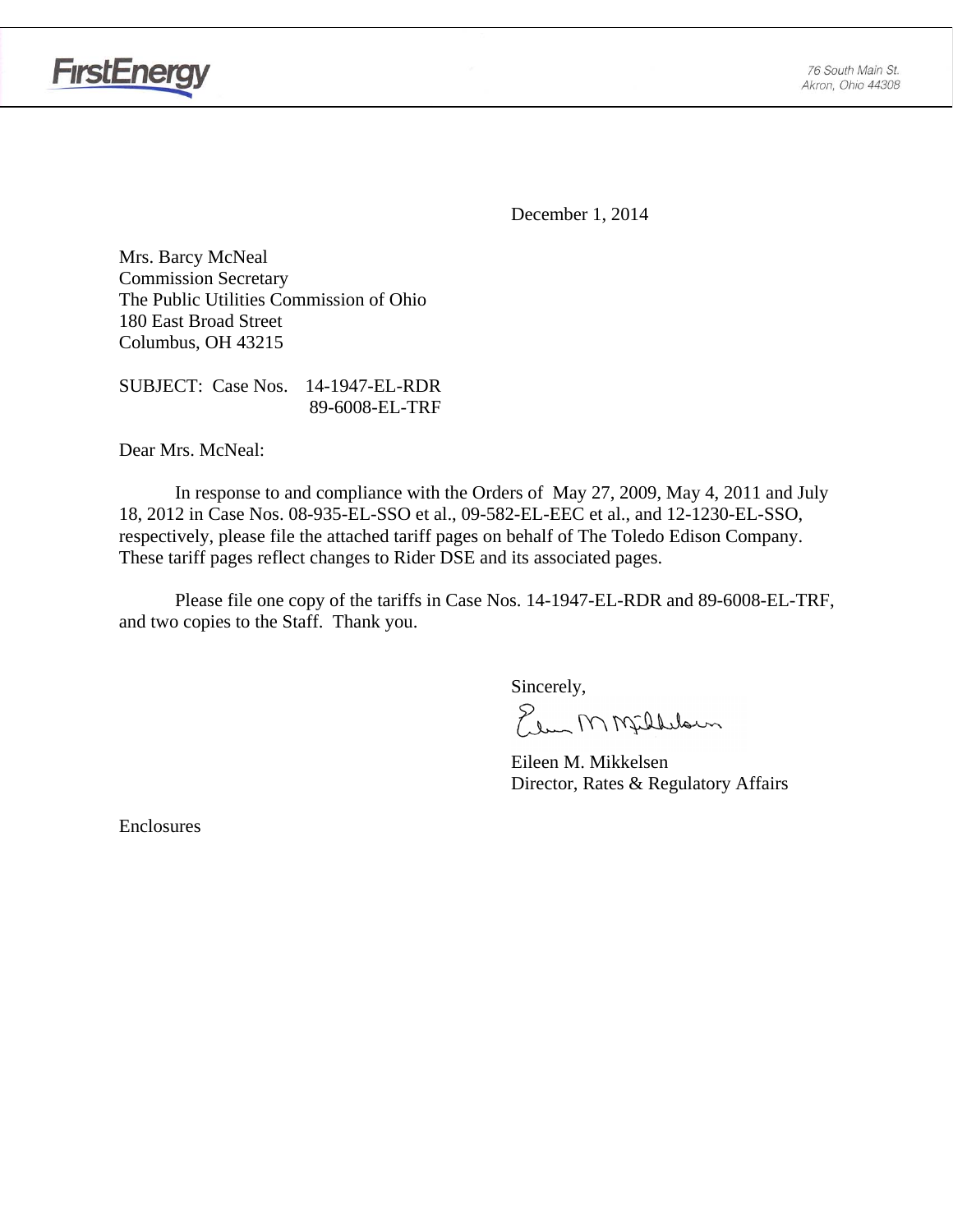FirstEnergy

76 South Main St.
Akron, Ohio 44308

December 1, 2014

Mrs. Barcy McNeal
Commission Secretary
The Public Utilities Commission of Ohio
180 East Broad Street
Columbus, OH 43215

SUBJECT: Case Nos. 14-1947-EL-RDR
89-6008-EL-TRF

Dear Mrs. McNeal:

In response to and compliance with the Orders of May 27, 2009, May 4, 2011 and July 18, 2012 in Case Nos. 08-935-EL-SSO et al., 09-582-EL-EEC et al., and 12-1230-EL-SSO, respectively, please file the attached tariff pages on behalf of The Toledo Edison Company. These tariff pages reflect changes to Rider DSE and its associated pages.

Please file one copy of the tariffs in Case Nos. 14-1947-EL-RDR and 89-6008-EL-TRF, and two copies to the Staff. Thank you.

Sincerely,

Eileen M. Mikkelsen
Director, Rates & Regulatory Affairs

Enclosures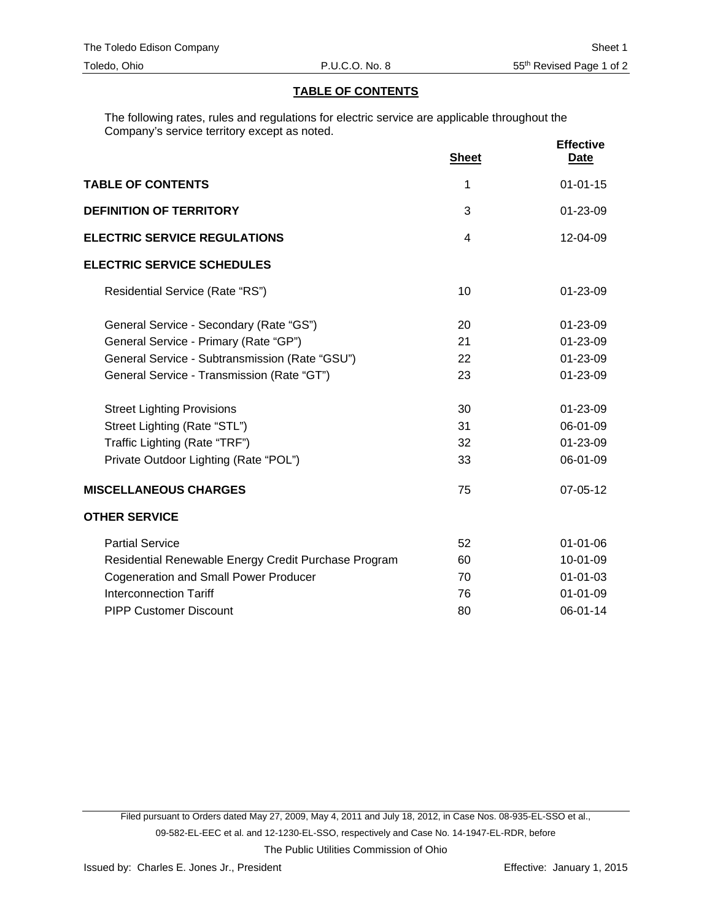## TABLE OF CONTENTS

The following rates, rules and regulations for electric service are applicable throughout the Company's service territory except as noted.

| | Sheet | Effective Date |
|---|---|---|
| **TABLE OF CONTENTS** | 1 | 01-01-15 |
| **DEFINITION OF TERRITORY** | 3 | 01-23-09 |
| **ELECTRIC SERVICE REGULATIONS** | 4 | 12-04-09 |
| **ELECTRIC SERVICE SCHEDULES** | | |
| Residential Service (Rate "RS") | 10 | 01-23-09 |
| General Service - Secondary (Rate "GS") | 20 | 01-23-09 |
| General Service - Primary (Rate "GP") | 21 | 01-23-09 |
| General Service - Subtransmission (Rate "GSU") | 22 | 01-23-09 |
| General Service - Transmission (Rate "GT") | 23 | 01-23-09 |
| Street Lighting Provisions | 30 | 01-23-09 |
| Street Lighting (Rate "STL") | 31 | 06-01-09 |
| Traffic Lighting (Rate "TRF") | 32 | 01-23-09 |
| Private Outdoor Lighting (Rate "POL") | 33 | 06-01-09 |
| **MISCELLANEOUS CHARGES** | 75 | 07-05-12 |
| **OTHER SERVICE** | | |
| Partial Service | 52 | 01-01-06 |
| Residential Renewable Energy Credit Purchase Program | 60 | 10-01-09 |
| Cogeneration and Small Power Producer | 70 | 01-01-03 |
| Interconnection Tariff | 76 | 01-01-09 |
| PIPP Customer Discount | 80 | 06-01-14 |

Filed pursuant to Orders dated May 27, 2009, May 4, 2011 and July 18, 2012, in Case Nos. 08-935-EL-SSO et al., 09-582-EL-EEC et al. and 12-1230-EL-SSO, respectively and Case No. 14-1947-EL-RDR, before The Public Utilities Commission of Ohio

Issued by: Charles E. Jones Jr., President

Effective: January 1, 2015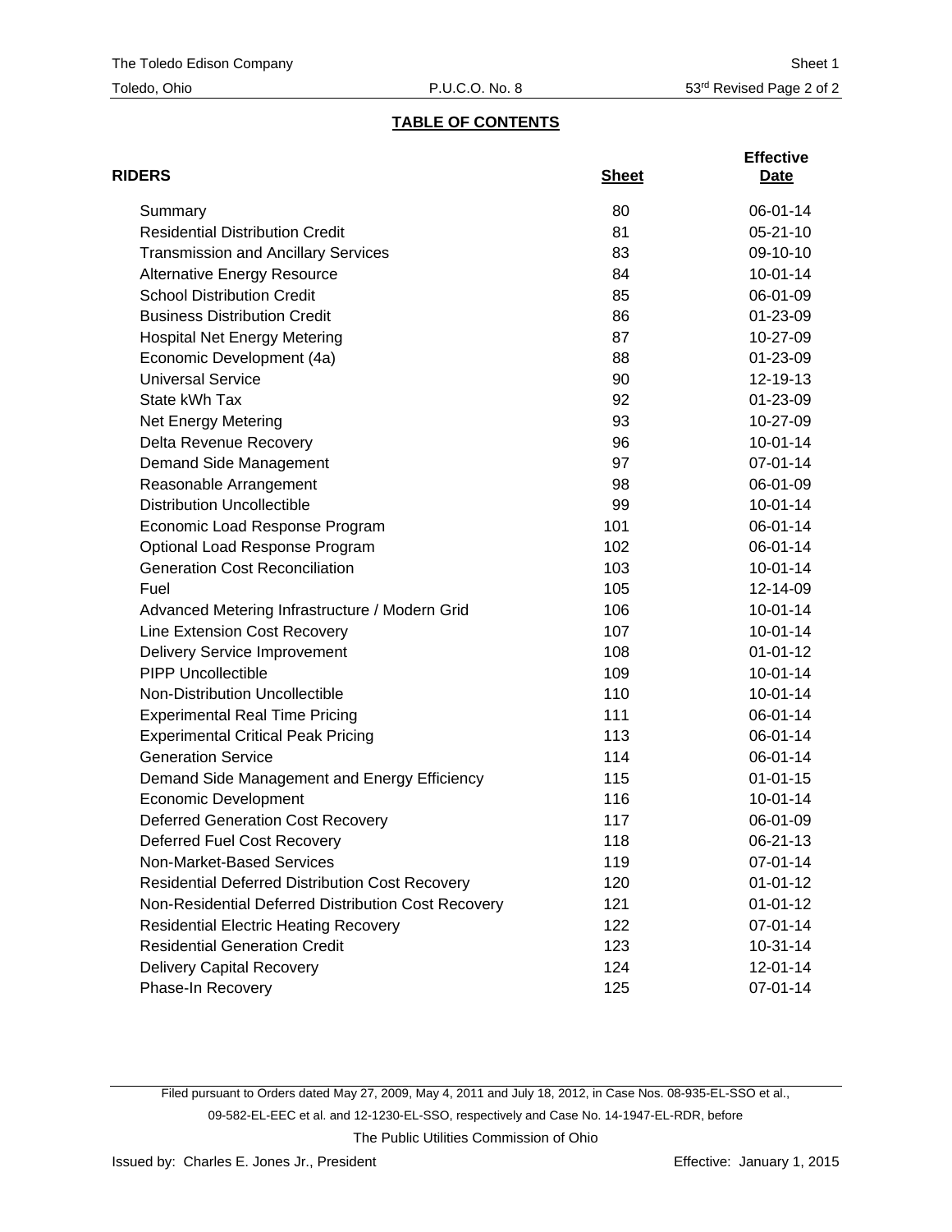## TABLE OF CONTENTS

| RIDERS | Sheet | Effective Date |
|---|---|---|
| Summary | 80 | 06-01-14 |
| Residential Distribution Credit | 81 | 05-21-10 |
| Transmission and Ancillary Services | 83 | 09-10-10 |
| Alternative Energy Resource | 84 | 10-01-14 |
| School Distribution Credit | 85 | 06-01-09 |
| Business Distribution Credit | 86 | 01-23-09 |
| Hospital Net Energy Metering | 87 | 10-27-09 |
| Economic Development (4a) | 88 | 01-23-09 |
| Universal Service | 90 | 12-19-13 |
| State kWh Tax | 92 | 01-23-09 |
| Net Energy Metering | 93 | 10-27-09 |
| Delta Revenue Recovery | 96 | 10-01-14 |
| Demand Side Management | 97 | 07-01-14 |
| Reasonable Arrangement | 98 | 06-01-09 |
| Distribution Uncollectible | 99 | 10-01-14 |
| Economic Load Response Program | 101 | 06-01-14 |
| Optional Load Response Program | 102 | 06-01-14 |
| Generation Cost Reconciliation | 103 | 10-01-14 |
| Fuel | 105 | 12-14-09 |
| Advanced Metering Infrastructure / Modern Grid | 106 | 10-01-14 |
| Line Extension Cost Recovery | 107 | 10-01-14 |
| Delivery Service Improvement | 108 | 01-01-12 |
| PIPP Uncollectible | 109 | 10-01-14 |
| Non-Distribution Uncollectible | 110 | 10-01-14 |
| Experimental Real Time Pricing | 111 | 06-01-14 |
| Experimental Critical Peak Pricing | 113 | 06-01-14 |
| Generation Service | 114 | 06-01-14 |
| Demand Side Management and Energy Efficiency | 115 | 01-01-15 |
| Economic Development | 116 | 10-01-14 |
| Deferred Generation Cost Recovery | 117 | 06-01-09 |
| Deferred Fuel Cost Recovery | 118 | 06-21-13 |
| Non-Market-Based Services | 119 | 07-01-14 |
| Residential Deferred Distribution Cost Recovery | 120 | 01-01-12 |
| Non-Residential Deferred Distribution Cost Recovery | 121 | 01-01-12 |
| Residential Electric Heating Recovery | 122 | 07-01-14 |
| Residential Generation Credit | 123 | 10-31-14 |
| Delivery Capital Recovery | 124 | 12-01-14 |
| Phase-In Recovery | 125 | 07-01-14 |

Filed pursuant to Orders dated May 27, 2009, May 4, 2011 and July 18, 2012, in Case Nos. 08-935-EL-SSO et al., 09-582-EL-EEC et al. and 12-1230-EL-SSO, respectively and Case No. 14-1947-EL-RDR, before The Public Utilities Commission of Ohio

Issued by: Charles E. Jones Jr., President

Effective: January 1, 2015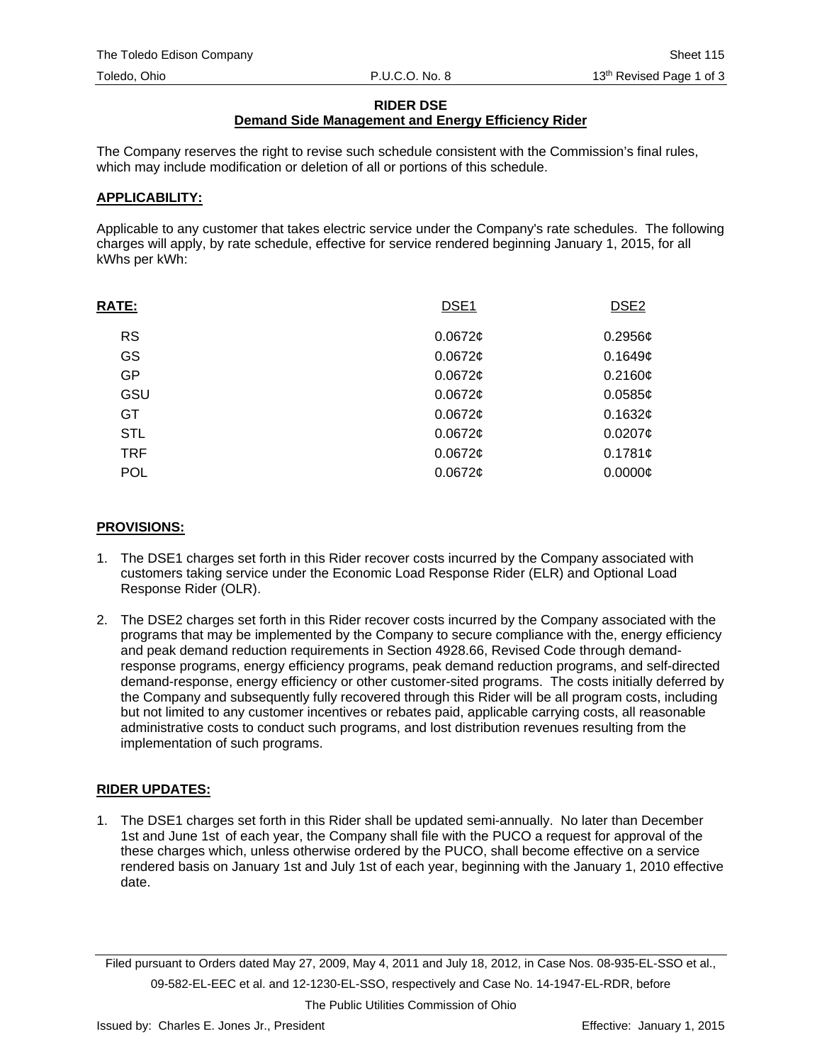## RIDER DSE

### Demand Side Management and Energy Efficiency Rider

The Company reserves the right to revise such schedule consistent with the Commission's final rules, which may include modification or deletion of all or portions of this schedule.

**APPLICABILITY:**

Applicable to any customer that takes electric service under the Company's rate schedules. The following charges will apply, by rate schedule, effective for service rendered beginning January 1, 2015, for all kWhs per kWh:

| RATE: | DSE1 | DSE2 |
|---|---|---|
| RS | 0.0672¢ | 0.2956¢ |
| GS | 0.0672¢ | 0.1649¢ |
| GP | 0.0672¢ | 0.2160¢ |
| GSU | 0.0672¢ | 0.0585¢ |
| GT | 0.0672¢ | 0.1632¢ |
| STL | 0.0672¢ | 0.0207¢ |
| TRF | 0.0672¢ | 0.1781¢ |
| POL | 0.0672¢ | 0.0000¢ |

**PROVISIONS:**

1. The DSE1 charges set forth in this Rider recover costs incurred by the Company associated with customers taking service under the Economic Load Response Rider (ELR) and Optional Load Response Rider (OLR).

2. The DSE2 charges set forth in this Rider recover costs incurred by the Company associated with the programs that may be implemented by the Company to secure compliance with the, energy efficiency and peak demand reduction requirements in Section 4928.66, Revised Code through demand-response programs, energy efficiency programs, peak demand reduction programs, and self-directed demand-response, energy efficiency or other customer-sited programs. The costs initially deferred by the Company and subsequently fully recovered through this Rider will be all program costs, including but not limited to any customer incentives or rebates paid, applicable carrying costs, all reasonable administrative costs to conduct such programs, and lost distribution revenues resulting from the implementation of such programs.

**RIDER UPDATES:**

1. The DSE1 charges set forth in this Rider shall be updated semi-annually. No later than December 1st and June 1st of each year, the Company shall file with the PUCO a request for approval of the these charges which, unless otherwise ordered by the PUCO, shall become effective on a service rendered basis on January 1st and July 1st of each year, beginning with the January 1, 2010 effective date.

Filed pursuant to Orders dated May 27, 2009, May 4, 2011 and July 18, 2012, in Case Nos. 08-935-EL-SSO et al., 09-582-EL-EEC et al. and 12-1230-EL-SSO, respectively and Case No. 14-1947-EL-RDR, before The Public Utilities Commission of Ohio

Issued by: Charles E. Jones Jr., President

Effective: January 1, 2015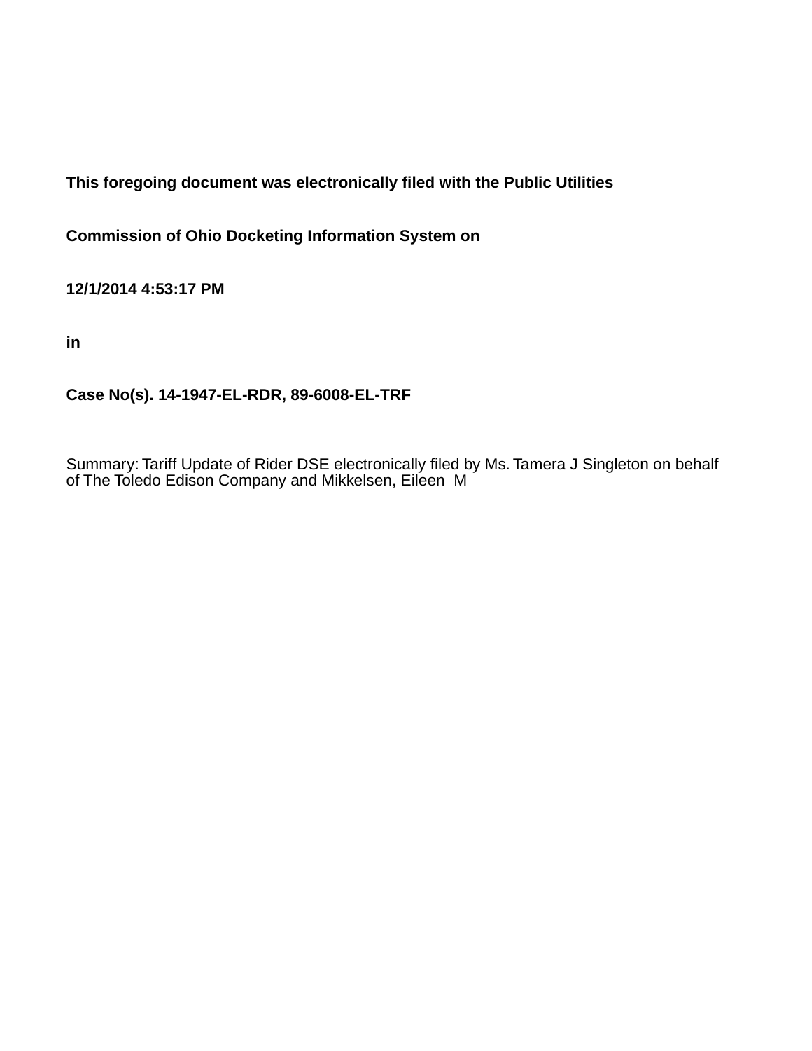**This foregoing document was electronically filed with the Public Utilities**

**Commission of Ohio Docketing Information System on**

**12/1/2014 4:53:17 PM**

**in**

**Case No(s). 14-1947-EL-RDR, 89-6008-EL-TRF**

Summary: Tariff Update of Rider DSE electronically filed by Ms. Tamera J Singleton on behalf of The Toledo Edison Company and Mikkelsen, Eileen M